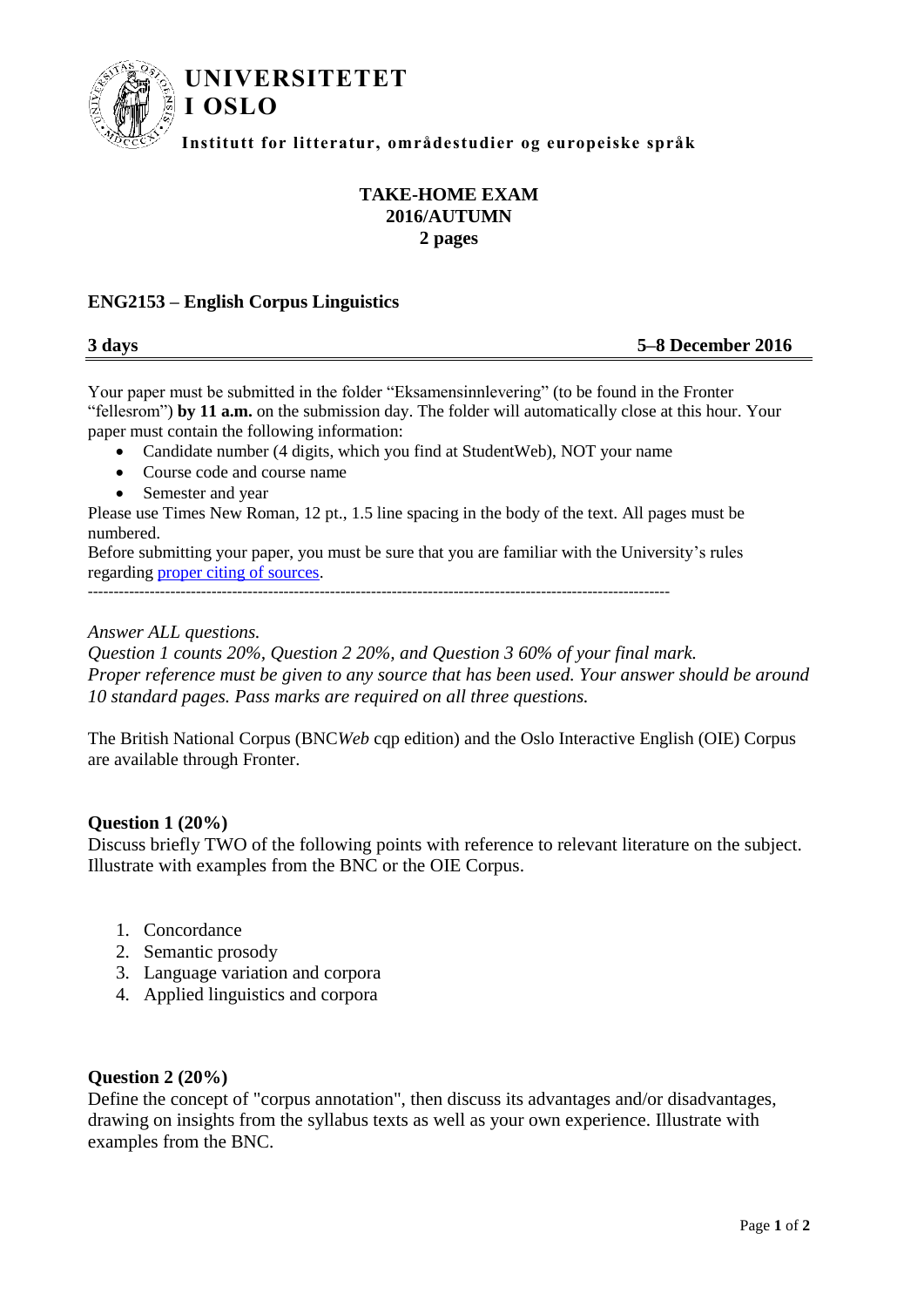**UNIVERSITETET I OSLO**

**Institutt for litteratur, områdestudier og europeiske språk**

**TAKE-HOME EXAM**
**2016/AUTUMN**
**2 pages**

## ENG2153 – English Corpus Linguistics

**3 days** **5–8 December 2016**

Your paper must be submitted in the folder "Eksamensinnlevering" (to be found in the Fronter "fellesrom") **by 11 a.m.** on the submission day. The folder will automatically close at this hour. Your paper must contain the following information:

- Candidate number (4 digits, which you find at StudentWeb), NOT your name
- Course code and course name
- Semester and year

Please use Times New Roman, 12 pt., 1.5 line spacing in the body of the text. All pages must be numbered.

Before submitting your paper, you must be sure that you are familiar with the University's rules regarding proper citing of sources.

---

*Answer ALL questions.*
*Question 1 counts 20%, Question 2 20%, and Question 3 60% of your final mark.*
*Proper reference must be given to any source that has been used. Your answer should be around 10 standard pages. Pass marks are required on all three questions.*

The British National Corpus (BNC*Web* cqp edition) and the Oslo Interactive English (OIE) Corpus are available through Fronter.

### Question 1 (20%)

Discuss briefly TWO of the following points with reference to relevant literature on the subject. Illustrate with examples from the BNC or the OIE Corpus.

1. Concordance
2. Semantic prosody
3. Language variation and corpora
4. Applied linguistics and corpora

### Question 2 (20%)

Define the concept of "corpus annotation", then discuss its advantages and/or disadvantages, drawing on insights from the syllabus texts as well as your own experience. Illustrate with examples from the BNC.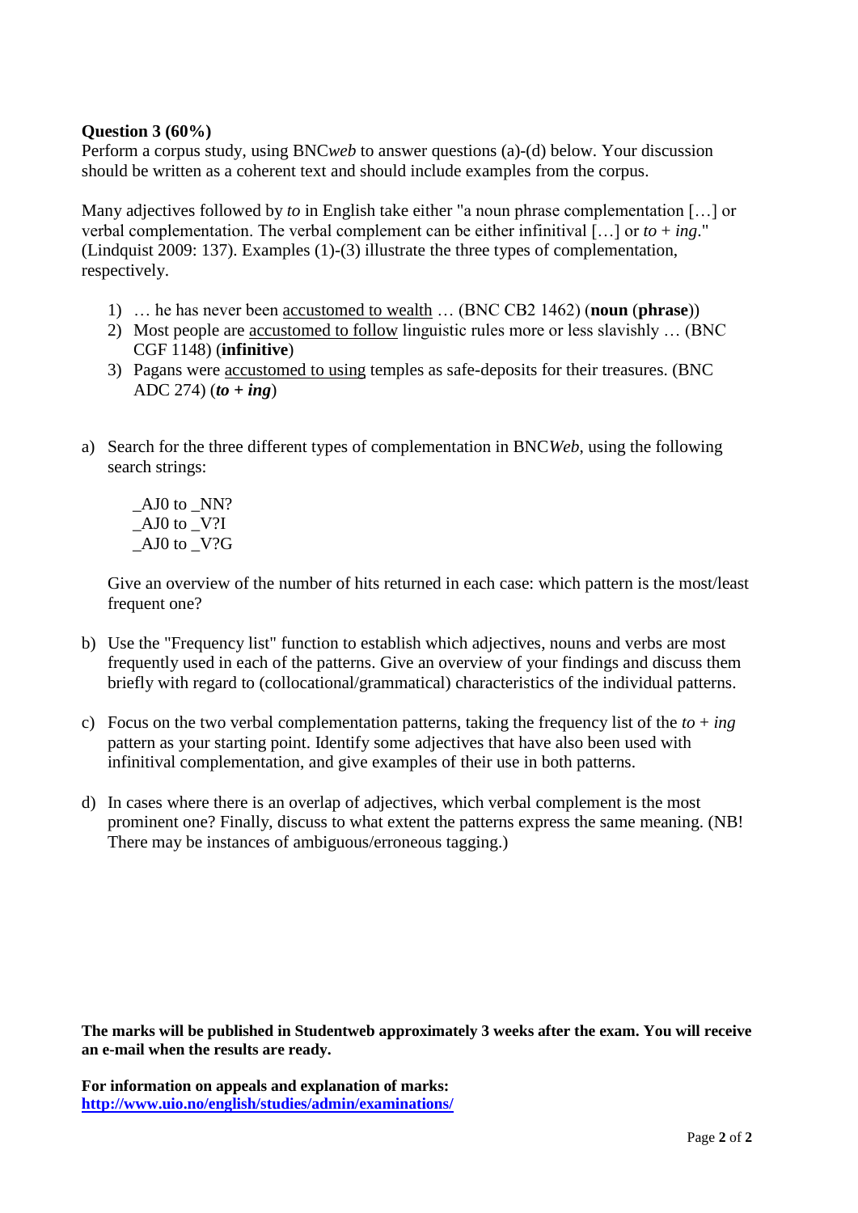**Question 3 (60%)**
Perform a corpus study, using BNC*web* to answer questions (a)-(d) below. Your discussion should be written as a coherent text and should include examples from the corpus.

Many adjectives followed by *to* in English take either "a noun phrase complementation […] or verbal complementation. The verbal complement can be either infinitival […] or *to* + *ing*." (Lindquist 2009: 137). Examples (1)-(3) illustrate the three types of complementation, respectively.

1) … he has never been <u>accustomed to wealth</u> … (BNC CB2 1462) (**noun** (**phrase**))
2) Most people are <u>accustomed to follow</u> linguistic rules more or less slavishly … (BNC CGF 1148) (**infinitive**)
3) Pagans were <u>accustomed to using</u> temples as safe-deposits for their treasures. (BNC ADC 274) (***to + ing***)

a) Search for the three different types of complementation in BNC*Web*, using the following search strings:

   _AJ0 to _NN?
   _AJ0 to _V?I
   _AJ0 to _V?G

   Give an overview of the number of hits returned in each case: which pattern is the most/least frequent one?

b) Use the "Frequency list" function to establish which adjectives, nouns and verbs are most frequently used in each of the patterns. Give an overview of your findings and discuss them briefly with regard to (collocational/grammatical) characteristics of the individual patterns.

c) Focus on the two verbal complementation patterns, taking the frequency list of the *to* + *ing* pattern as your starting point. Identify some adjectives that have also been used with infinitival complementation, and give examples of their use in both patterns.

d) In cases where there is an overlap of adjectives, which verbal complement is the most prominent one? Finally, discuss to what extent the patterns express the same meaning. (NB! There may be instances of ambiguous/erroneous tagging.)

**The marks will be published in Studentweb approximately 3 weeks after the exam. You will receive an e-mail when the results are ready.**

**For information on appeals and explanation of marks:**
**http://www.uio.no/english/studies/admin/examinations/**